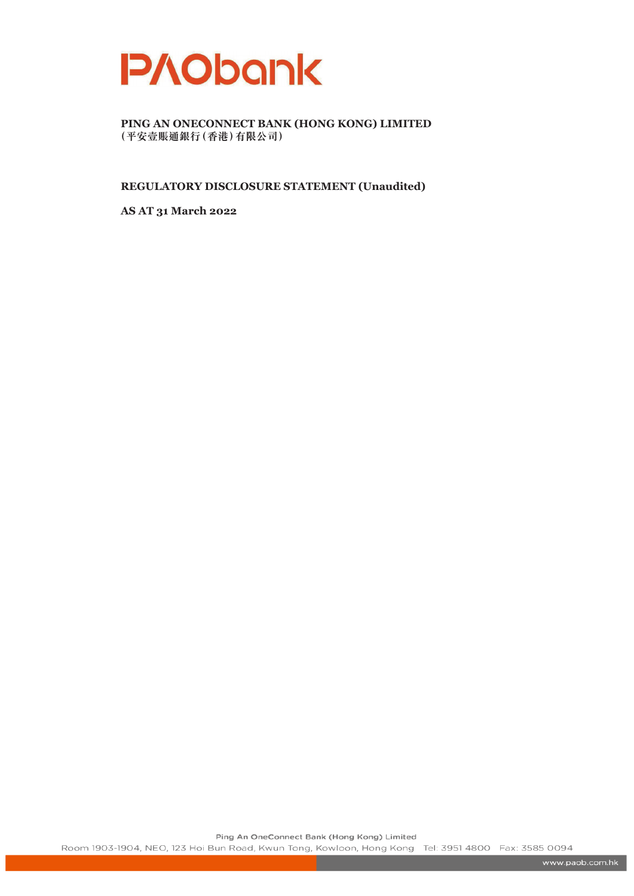# PAObank

**PING AN ONECONNECT BANK (HONG KONG) LIMITED**
**(平安壹賬通銀行(香港)有限公司)**

**REGULATORY DISCLOSURE STATEMENT (Unaudited)**

**AS AT 31 March 2022**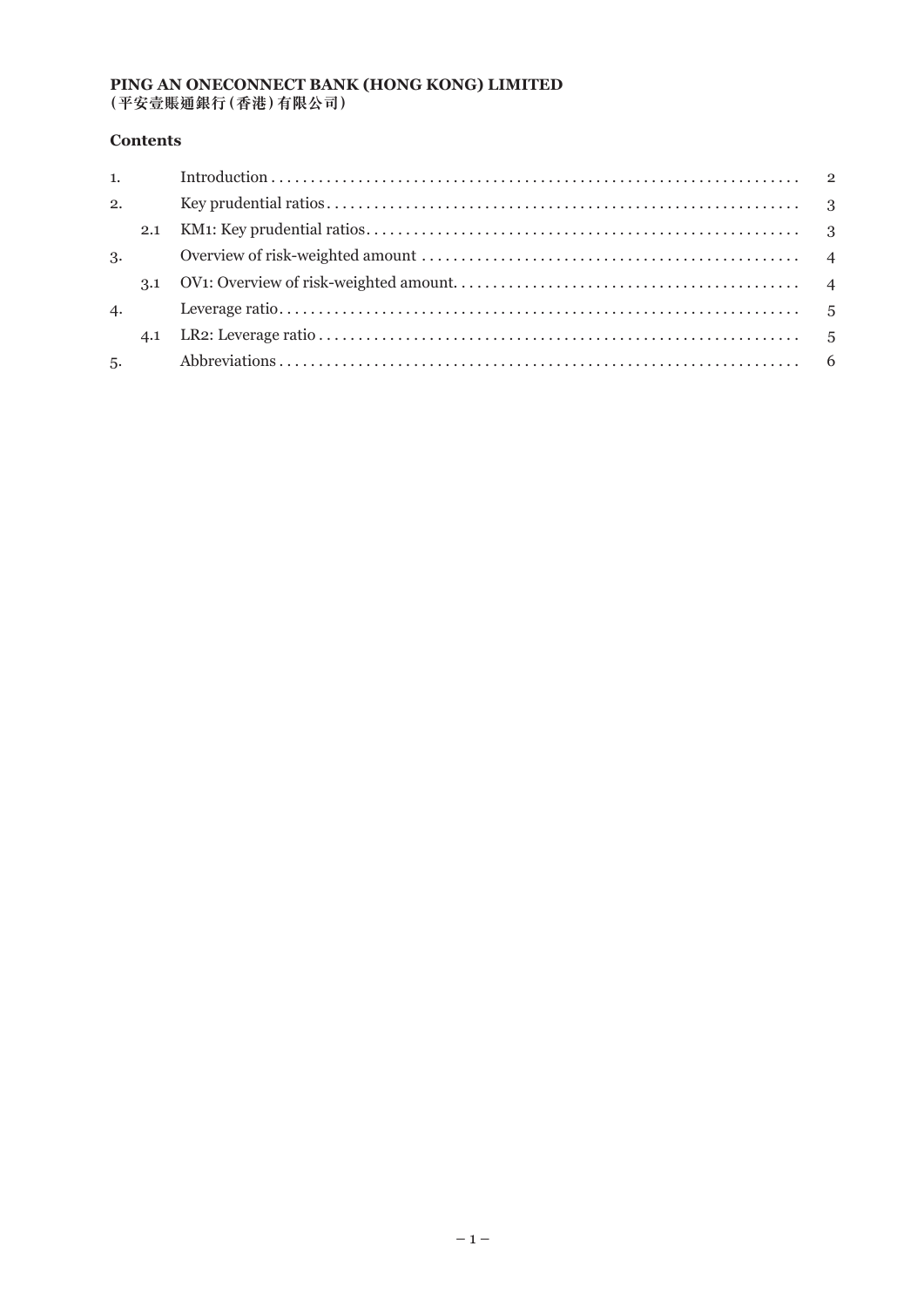**PING AN ONECONNECT BANK (HONG KONG) LIMITED**
**(平安壹賬通銀行(香港)有限公司)**

**Contents**

| | | | |
|---|---|---|---|
| 1. | | Introduction | 2 |
| 2. | | Key prudential ratios | 3 |
| | 2.1 | KM1: Key prudential ratios | 3 |
| 3. | | Overview of risk-weighted amount | 4 |
| | 3.1 | OV1: Overview of risk-weighted amount | 4 |
| 4. | | Leverage ratio | 5 |
| | 4.1 | LR2: Leverage ratio | 5 |
| 5. | | Abbreviations | 6 |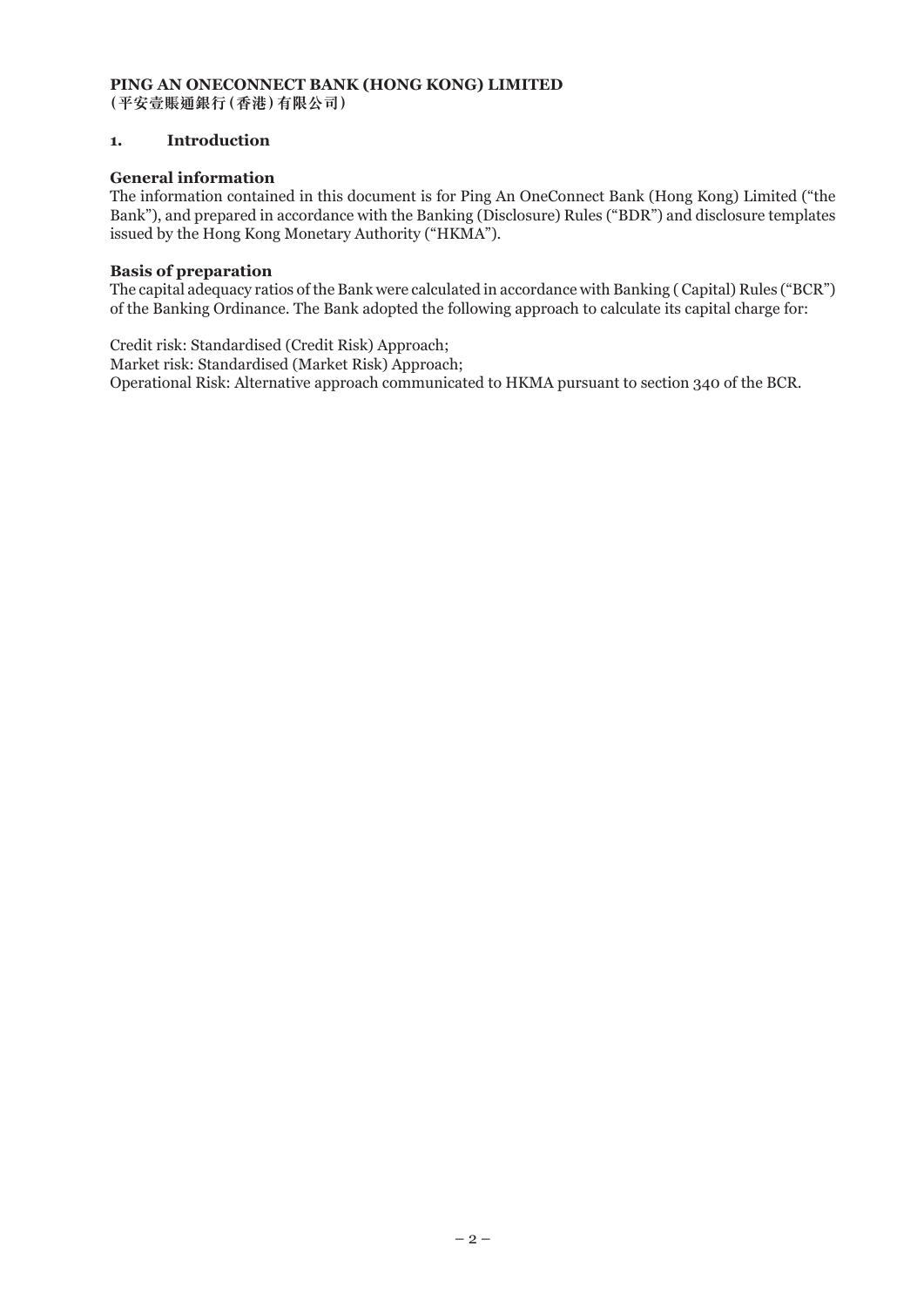**PING AN ONECONNECT BANK (HONG KONG) LIMITED**
**(平安壹賬通銀行(香港)有限公司)**

## 1. Introduction

### General information

The information contained in this document is for Ping An OneConnect Bank (Hong Kong) Limited ("the Bank"), and prepared in accordance with the Banking (Disclosure) Rules ("BDR") and disclosure templates issued by the Hong Kong Monetary Authority ("HKMA").

### Basis of preparation

The capital adequacy ratios of the Bank were calculated in accordance with Banking ( Capital) Rules ("BCR") of the Banking Ordinance. The Bank adopted the following approach to calculate its capital charge for:

Credit risk: Standardised (Credit Risk) Approach;
Market risk: Standardised (Market Risk) Approach;
Operational Risk: Alternative approach communicated to HKMA pursuant to section 340 of the BCR.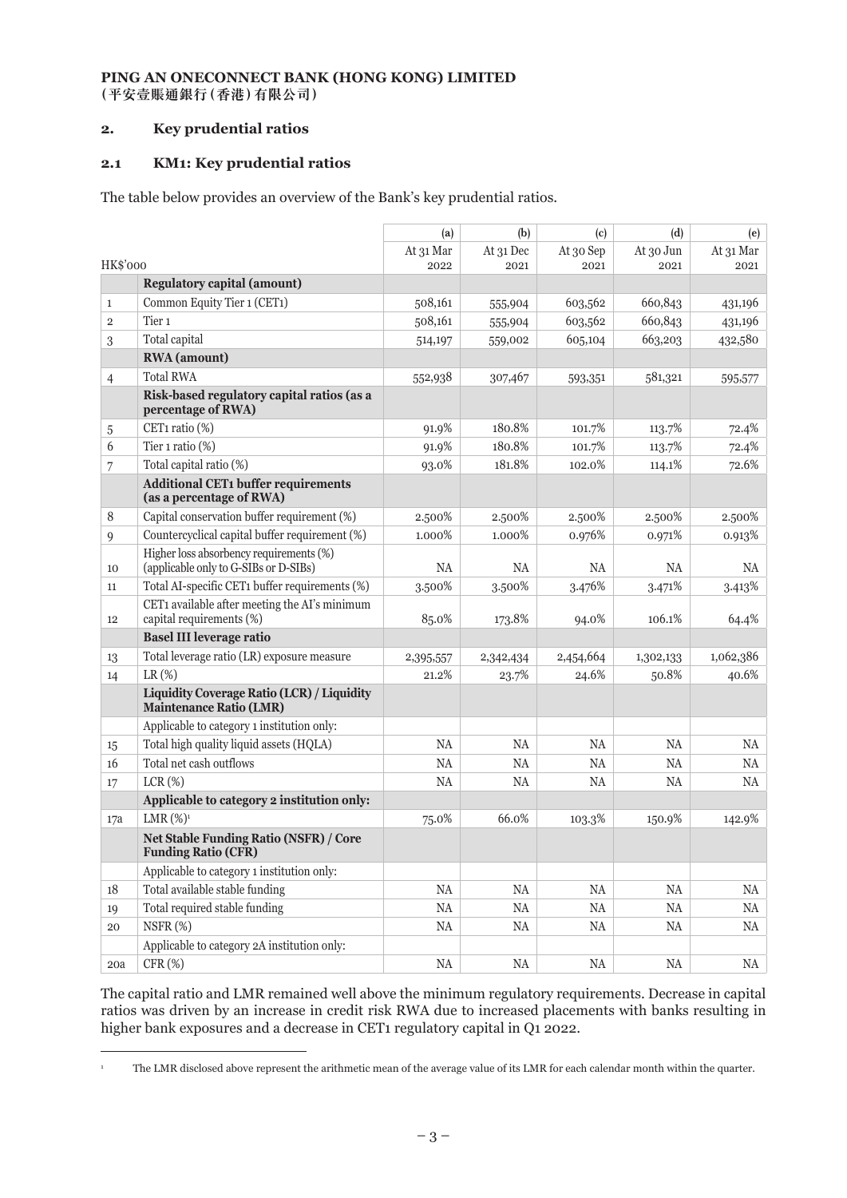**PING AN ONECONNECT BANK (HONG KONG) LIMITED**
**(平安壹賬通銀行(香港)有限公司)**

## 2. Key prudential ratios

### 2.1 KM1: Key prudential ratios

The table below provides an overview of the Bank's key prudential ratios.

| | | (a) | (b) | (c) | (d) | (e) |
|---|---|---|---|---|---|---|
| HK$'000 | | At 31 Mar 2022 | At 31 Dec 2021 | At 30 Sep 2021 | At 30 Jun 2021 | At 31 Mar 2021 |
| | **Regulatory capital (amount)** | | | | | |
| 1 | Common Equity Tier 1 (CET1) | 508,161 | 555,904 | 603,562 | 660,843 | 431,196 |
| 2 | Tier 1 | 508,161 | 555,904 | 603,562 | 660,843 | 431,196 |
| 3 | Total capital | 514,197 | 559,002 | 605,104 | 663,203 | 432,580 |
| | **RWA (amount)** | | | | | |
| 4 | Total RWA | 552,938 | 307,467 | 593,351 | 581,321 | 595,577 |
| | **Risk-based regulatory capital ratios (as a percentage of RWA)** | | | | | |
| 5 | CET1 ratio (%) | 91.9% | 180.8% | 101.7% | 113.7% | 72.4% |
| 6 | Tier 1 ratio (%) | 91.9% | 180.8% | 101.7% | 113.7% | 72.4% |
| 7 | Total capital ratio (%) | 93.0% | 181.8% | 102.0% | 114.1% | 72.6% |
| | **Additional CET1 buffer requirements (as a percentage of RWA)** | | | | | |
| 8 | Capital conservation buffer requirement (%) | 2.500% | 2.500% | 2.500% | 2.500% | 2.500% |
| 9 | Countercyclical capital buffer requirement (%) | 1.000% | 1.000% | 0.976% | 0.971% | 0.913% |
| 10 | Higher loss absorbency requirements (%) (applicable only to G-SIBs or D-SIBs) | NA | NA | NA | NA | NA |
| 11 | Total AI-specific CET1 buffer requirements (%) | 3.500% | 3.500% | 3.476% | 3.471% | 3.413% |
| 12 | CET1 available after meeting the AI's minimum capital requirements (%) | 85.0% | 173.8% | 94.0% | 106.1% | 64.4% |
| | **Basel III leverage ratio** | | | | | |
| 13 | Total leverage ratio (LR) exposure measure | 2,395,557 | 2,342,434 | 2,454,664 | 1,302,133 | 1,062,386 |
| 14 | LR (%) | 21.2% | 23.7% | 24.6% | 50.8% | 40.6% |
| | **Liquidity Coverage Ratio (LCR) / Liquidity Maintenance Ratio (LMR)** | | | | | |
| | Applicable to category 1 institution only: | | | | | |
| 15 | Total high quality liquid assets (HQLA) | NA | NA | NA | NA | NA |
| 16 | Total net cash outflows | NA | NA | NA | NA | NA |
| 17 | LCR (%) | NA | NA | NA | NA | NA |
| | **Applicable to category 2 institution only:** | | | | | |
| 17a | LMR (%)[1] | 75.0% | 66.0% | 103.3% | 150.9% | 142.9% |
| | **Net Stable Funding Ratio (NSFR) / Core Funding Ratio (CFR)** | | | | | |
| | Applicable to category 1 institution only: | | | | | |
| 18 | Total available stable funding | NA | NA | NA | NA | NA |
| 19 | Total required stable funding | NA | NA | NA | NA | NA |
| 20 | NSFR (%) | NA | NA | NA | NA | NA |
| | Applicable to category 2A institution only: | | | | | |
| 20a | CFR (%) | NA | NA | NA | NA | NA |

The capital ratio and LMR remained well above the minimum regulatory requirements. Decrease in capital ratios was driven by an increase in credit risk RWA due to increased placements with banks resulting in higher bank exposures and a decrease in CET1 regulatory capital in Q1 2022.

[1] The LMR disclosed above represent the arithmetic mean of the average value of its LMR for each calendar month within the quarter.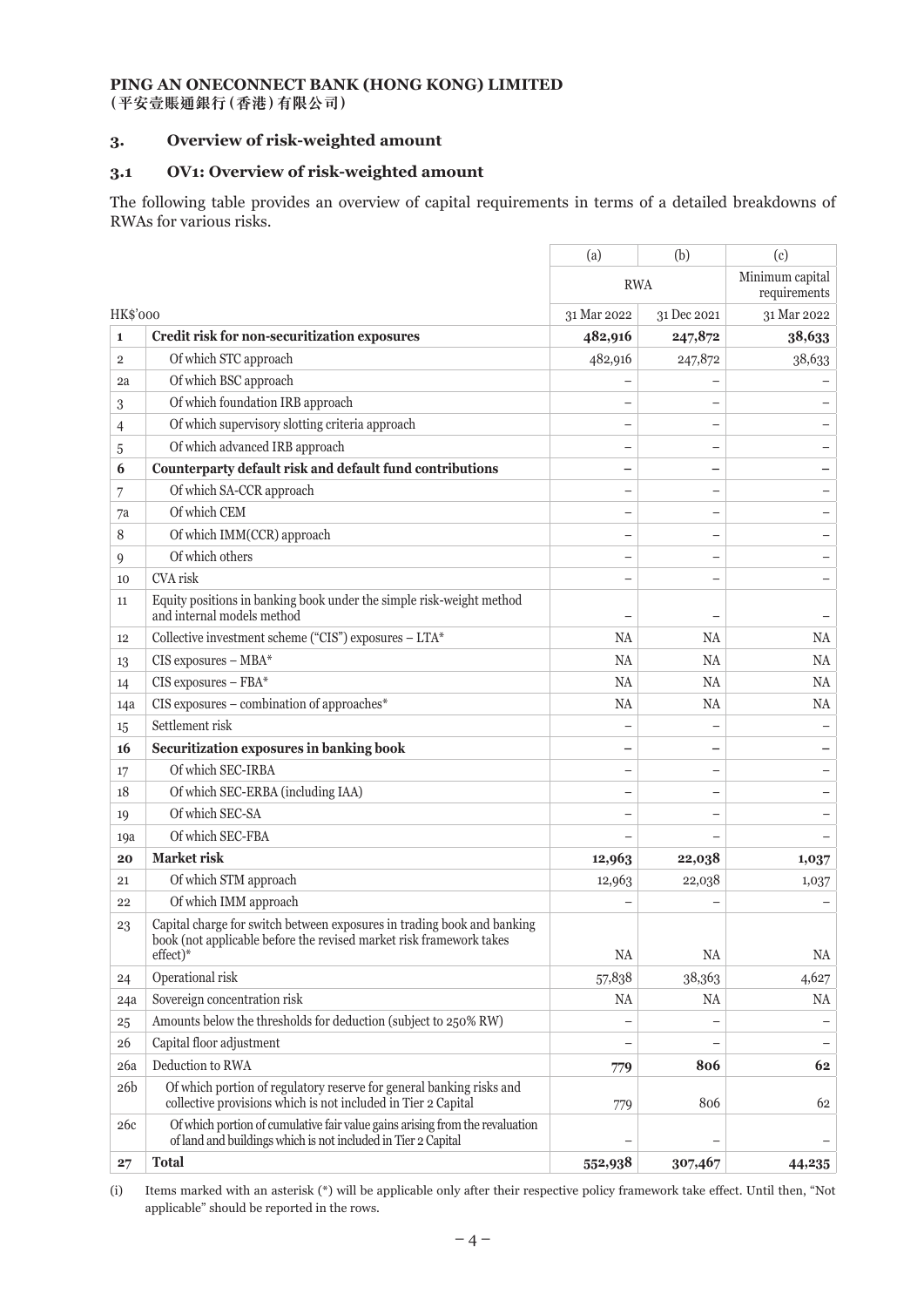**PING AN ONECONNECT BANK (HONG KONG) LIMITED**
**(平安壹賬通銀行(香港)有限公司)**

## 3. Overview of risk-weighted amount

### 3.1 OV1: Overview of risk-weighted amount

The following table provides an overview of capital requirements in terms of a detailed breakdowns of RWAs for various risks.

| | | (a) | (b) | (c) |
|---|---|---|---|---|
| | | RWA | | Minimum capital requirements |
| HK$'000 | | 31 Mar 2022 | 31 Dec 2021 | 31 Mar 2022 |
| 1 | **Credit risk for non-securitization exposures** | **482,916** | **247,872** | **38,633** |
| 2 | Of which STC approach | 482,916 | 247,872 | 38,633 |
| 2a | Of which BSC approach | – | – | – |
| 3 | Of which foundation IRB approach | – | – | – |
| 4 | Of which supervisory slotting criteria approach | – | – | – |
| 5 | Of which advanced IRB approach | – | – | – |
| 6 | **Counterparty default risk and default fund contributions** | **–** | **–** | **–** |
| 7 | Of which SA-CCR approach | – | – | – |
| 7a | Of which CEM | – | – | – |
| 8 | Of which IMM(CCR) approach | – | – | – |
| 9 | Of which others | – | – | – |
| 10 | CVA risk | – | – | – |
| 11 | Equity positions in banking book under the simple risk-weight method and internal models method | – | – | – |
| 12 | Collective investment scheme ("CIS") exposures – LTA* | NA | NA | NA |
| 13 | CIS exposures – MBA* | NA | NA | NA |
| 14 | CIS exposures – FBA* | NA | NA | NA |
| 14a | CIS exposures – combination of approaches* | NA | NA | NA |
| 15 | Settlement risk | – | – | – |
| 16 | **Securitization exposures in banking book** | **–** | **–** | **–** |
| 17 | Of which SEC-IRBA | – | – | – |
| 18 | Of which SEC-ERBA (including IAA) | – | – | – |
| 19 | Of which SEC-SA | – | – | – |
| 19a | Of which SEC-FBA | – | – | – |
| 20 | **Market risk** | **12,963** | **22,038** | **1,037** |
| 21 | Of which STM approach | 12,963 | 22,038 | 1,037 |
| 22 | Of which IMM approach | – | – | – |
| 23 | Capital charge for switch between exposures in trading book and banking book (not applicable before the revised market risk framework takes effect)* | NA | NA | NA |
| 24 | Operational risk | 57,838 | 38,363 | 4,627 |
| 24a | Sovereign concentration risk | NA | NA | NA |
| 25 | Amounts below the thresholds for deduction (subject to 250% RW) | – | – | – |
| 26 | Capital floor adjustment | – | – | – |
| 26a | Deduction to RWA | **779** | **806** | **62** |
| 26b | Of which portion of regulatory reserve for general banking risks and collective provisions which is not included in Tier 2 Capital | 779 | 806 | 62 |
| 26c | Of which portion of cumulative fair value gains arising from the revaluation of land and buildings which is not included in Tier 2 Capital | – | – | – |
| 27 | **Total** | **552,938** | **307,467** | **44,235** |

(i) Items marked with an asterisk (*) will be applicable only after their respective policy framework take effect. Until then, "Not applicable" should be reported in the rows.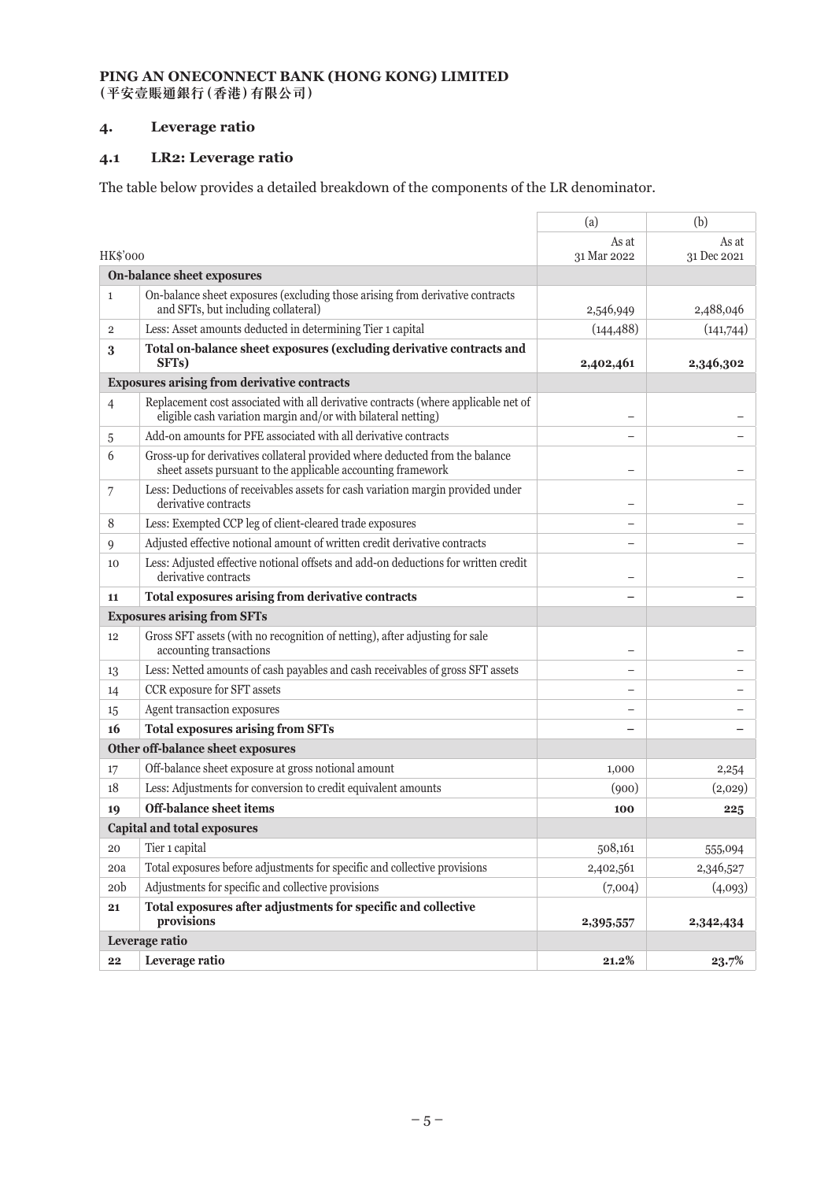**PING AN ONECONNECT BANK (HONG KONG) LIMITED**
**(平安壹賬通銀行(香港)有限公司)**

## 4. Leverage ratio

### 4.1 LR2: Leverage ratio

The table below provides a detailed breakdown of the components of the LR denominator.

| | HK$'000 | (a) As at 31 Mar 2022 | (b) As at 31 Dec 2021 |
|---|---|---|---|
| **On-balance sheet exposures** | | | |
| 1 | On-balance sheet exposures (excluding those arising from derivative contracts and SFTs, but including collateral) | 2,546,949 | 2,488,046 |
| 2 | Less: Asset amounts deducted in determining Tier 1 capital | (144,488) | (141,744) |
| **3** | **Total on-balance sheet exposures (excluding derivative contracts and SFTs)** | **2,402,461** | **2,346,302** |
| **Exposures arising from derivative contracts** | | | |
| 4 | Replacement cost associated with all derivative contracts (where applicable net of eligible cash variation margin and/or with bilateral netting) | – | – |
| 5 | Add-on amounts for PFE associated with all derivative contracts | – | – |
| 6 | Gross-up for derivatives collateral provided where deducted from the balance sheet assets pursuant to the applicable accounting framework | – | – |
| 7 | Less: Deductions of receivables assets for cash variation margin provided under derivative contracts | – | – |
| 8 | Less: Exempted CCP leg of client-cleared trade exposures | – | – |
| 9 | Adjusted effective notional amount of written credit derivative contracts | – | – |
| 10 | Less: Adjusted effective notional offsets and add-on deductions for written credit derivative contracts | – | – |
| **11** | **Total exposures arising from derivative contracts** | **–** | **–** |
| **Exposures arising from SFTs** | | | |
| 12 | Gross SFT assets (with no recognition of netting), after adjusting for sale accounting transactions | – | – |
| 13 | Less: Netted amounts of cash payables and cash receivables of gross SFT assets | – | – |
| 14 | CCR exposure for SFT assets | – | – |
| 15 | Agent transaction exposures | – | – |
| **16** | **Total exposures arising from SFTs** | **–** | **–** |
| **Other off-balance sheet exposures** | | | |
| 17 | Off-balance sheet exposure at gross notional amount | 1,000 | 2,254 |
| 18 | Less: Adjustments for conversion to credit equivalent amounts | (900) | (2,029) |
| **19** | **Off-balance sheet items** | **100** | **225** |
| **Capital and total exposures** | | | |
| 20 | Tier 1 capital | 508,161 | 555,094 |
| 20a | Total exposures before adjustments for specific and collective provisions | 2,402,561 | 2,346,527 |
| 20b | Adjustments for specific and collective provisions | (7,004) | (4,093) |
| **21** | **Total exposures after adjustments for specific and collective provisions** | **2,395,557** | **2,342,434** |
| **Leverage ratio** | | | |
| **22** | **Leverage ratio** | **21.2%** | **23.7%** |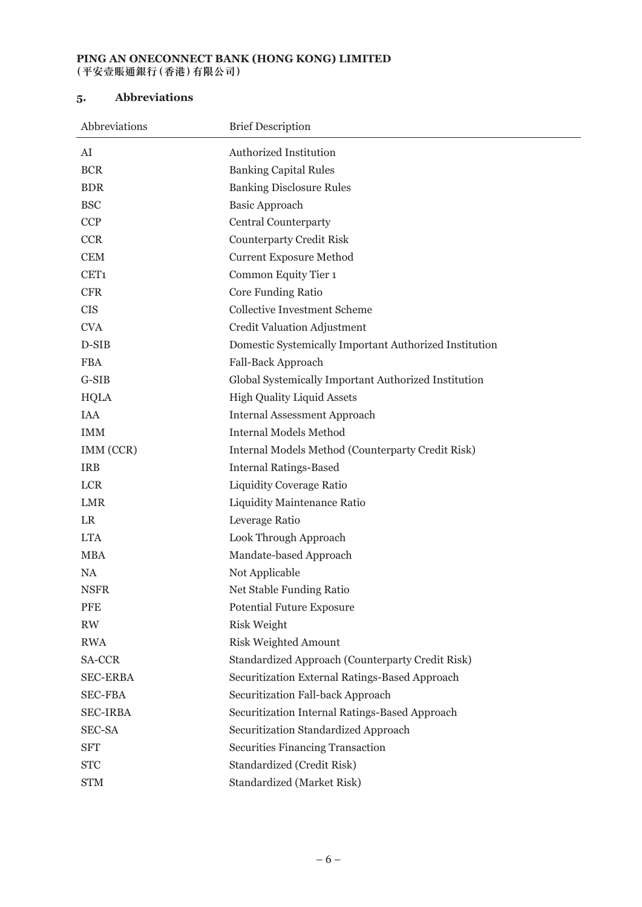**PING AN ONECONNECT BANK (HONG KONG) LIMITED**
**(平安壹賬通銀行(香港)有限公司)**

## 5. Abbreviations

| Abbreviations | Brief Description |
|---|---|
| AI | Authorized Institution |
| BCR | Banking Capital Rules |
| BDR | Banking Disclosure Rules |
| BSC | Basic Approach |
| CCP | Central Counterparty |
| CCR | Counterparty Credit Risk |
| CEM | Current Exposure Method |
| CET1 | Common Equity Tier 1 |
| CFR | Core Funding Ratio |
| CIS | Collective Investment Scheme |
| CVA | Credit Valuation Adjustment |
| D-SIB | Domestic Systemically Important Authorized Institution |
| FBA | Fall-Back Approach |
| G-SIB | Global Systemically Important Authorized Institution |
| HQLA | High Quality Liquid Assets |
| IAA | Internal Assessment Approach |
| IMM | Internal Models Method |
| IMM (CCR) | Internal Models Method (Counterparty Credit Risk) |
| IRB | Internal Ratings-Based |
| LCR | Liquidity Coverage Ratio |
| LMR | Liquidity Maintenance Ratio |
| LR | Leverage Ratio |
| LTA | Look Through Approach |
| MBA | Mandate-based Approach |
| NA | Not Applicable |
| NSFR | Net Stable Funding Ratio |
| PFE | Potential Future Exposure |
| RW | Risk Weight |
| RWA | Risk Weighted Amount |
| SA-CCR | Standardized Approach (Counterparty Credit Risk) |
| SEC-ERBA | Securitization External Ratings-Based Approach |
| SEC-FBA | Securitization Fall-back Approach |
| SEC-IRBA | Securitization Internal Ratings-Based Approach |
| SEC-SA | Securitization Standardized Approach |
| SFT | Securities Financing Transaction |
| STC | Standardized (Credit Risk) |
| STM | Standardized (Market Risk) |